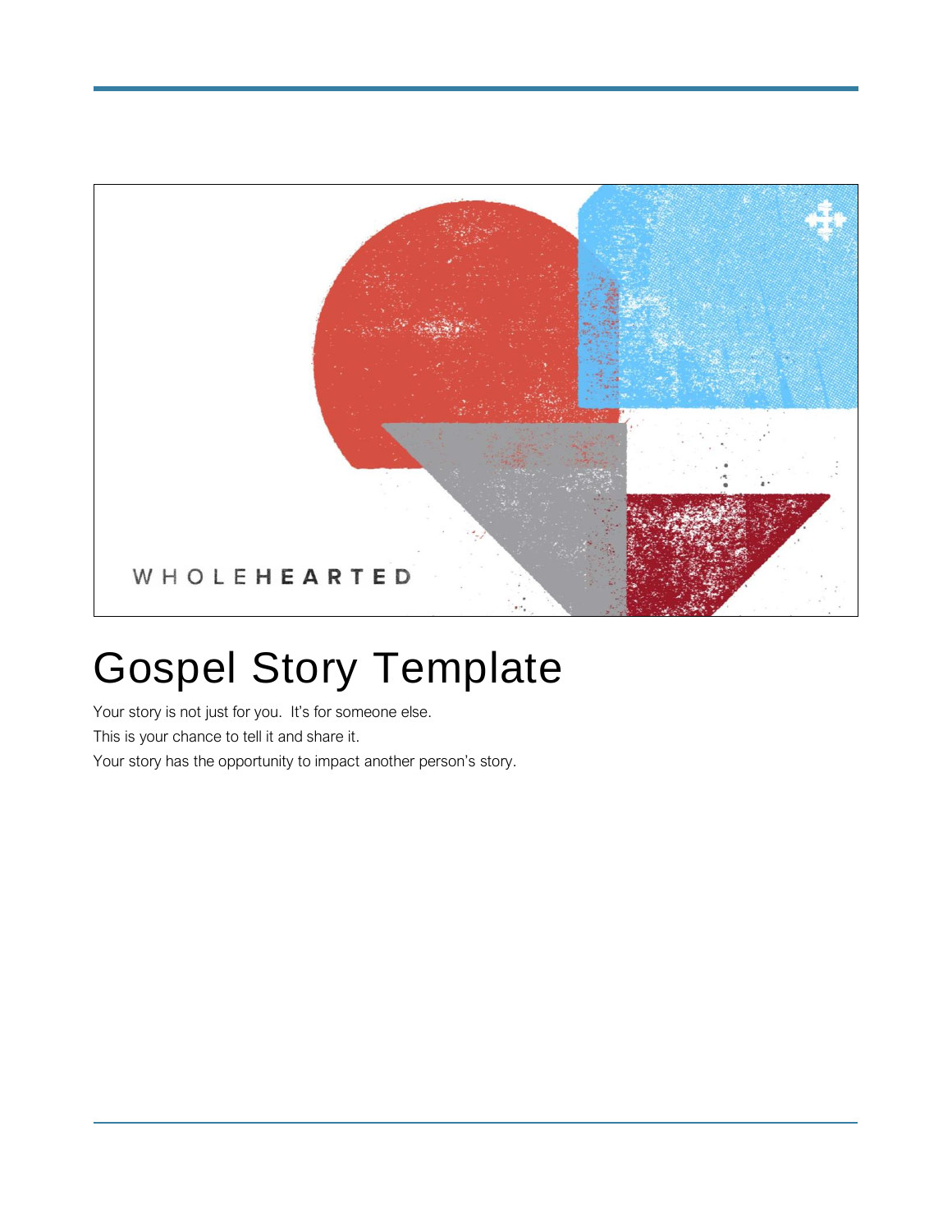# Gospel Story Template

Your story is not just for you. It's for someone else.

This is your chance to tell it and share it.

Your story has the opportunity to impact another person's story.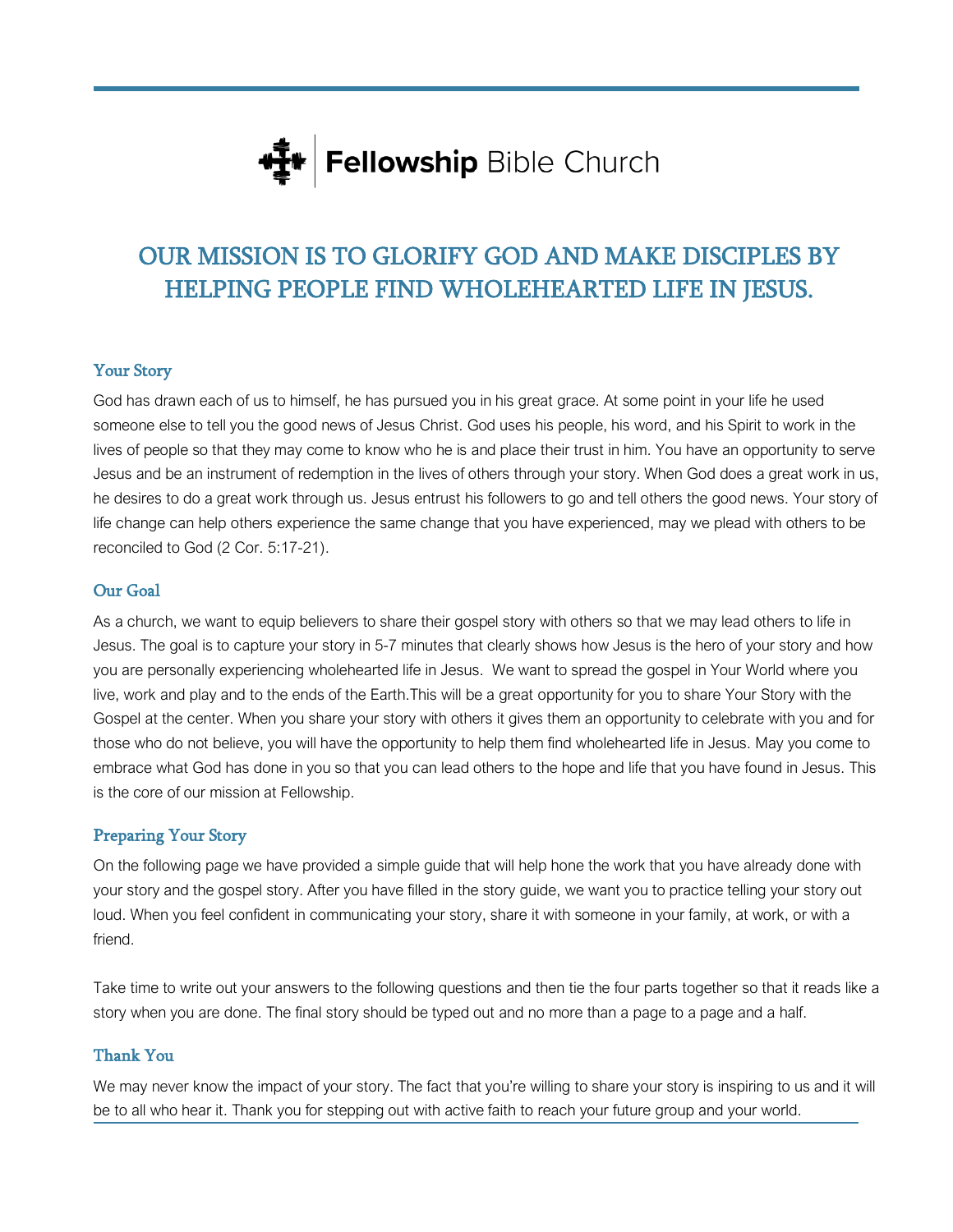Fellowship Bible Church

# OUR MISSION IS TO GLORIFY GOD AND MAKE DISCIPLES BY HELPING PEOPLE FIND WHOLEHEARTED LIFE IN JESUS.

### Your Story

God has drawn each of us to himself, he has pursued you in his great grace. At some point in your life he used someone else to tell you the good news of Jesus Christ. God uses his people, his word, and his Spirit to work in the lives of people so that they may come to know who he is and place their trust in him. You have an opportunity to serve Jesus and be an instrument of redemption in the lives of others through your story. When God does a great work in us, he desires to do a great work through us. Jesus entrust his followers to go and tell others the good news. Your story of life change can help others experience the same change that you have experienced, may we plead with others to be reconciled to God (2 Cor. 5:17-21).

### Our Goal

As a church, we want to equip believers to share their gospel story with others so that we may lead others to life in Jesus. The goal is to capture your story in 5-7 minutes that clearly shows how Jesus is the hero of your story and how you are personally experiencing wholehearted life in Jesus. We want to spread the gospel in Your World where you live, work and play and to the ends of the Earth.This will be a great opportunity for you to share Your Story with the Gospel at the center. When you share your story with others it gives them an opportunity to celebrate with you and for those who do not believe, you will have the opportunity to help them find wholehearted life in Jesus. May you come to embrace what God has done in you so that you can lead others to the hope and life that you have found in Jesus. This is the core of our mission at Fellowship.

### Preparing Your Story

On the following page we have provided a simple guide that will help hone the work that you have already done with your story and the gospel story. After you have filled in the story guide, we want you to practice telling your story out loud. When you feel confident in communicating your story, share it with someone in your family, at work, or with a friend.

Take time to write out your answers to the following questions and then tie the four parts together so that it reads like a story when you are done. The final story should be typed out and no more than a page to a page and a half.

### Thank You

We may never know the impact of your story. The fact that you're willing to share your story is inspiring to us and it will be to all who hear it. Thank you for stepping out with active faith to reach your future group and your world.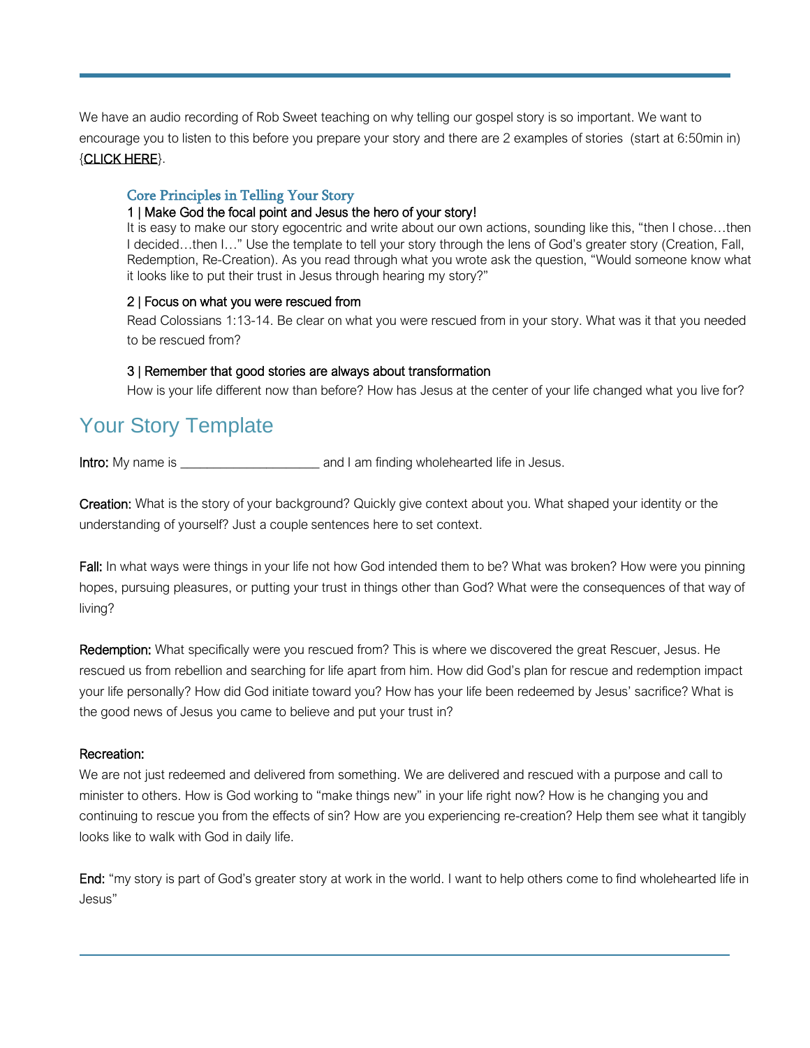We have an audio recording of Rob Sweet teaching on why telling our gospel story is so important. We want to encourage you to listen to this before you prepare your story and there are 2 examples of stories (start at 6:50min in) {CLICK HERE}.

### Core Principles in Telling Your Story

**1 | Make God the focal point and Jesus the hero of your story!**

It is easy to make our story egocentric and write about our own actions, sounding like this, "then I chose…then I decided…then I…" Use the template to tell your story through the lens of God's greater story (Creation, Fall, Redemption, Re-Creation). As you read through what you wrote ask the question, "Would someone know what it looks like to put their trust in Jesus through hearing my story?"

**2 | Focus on what you were rescued from**

Read Colossians 1:13-14. Be clear on what you were rescued from in your story. What was it that you needed to be rescued from?

**3 | Remember that good stories are always about transformation**

How is your life different now than before? How has Jesus at the center of your life changed what you live for?

## Your Story Template

**Intro:** My name is ____________________ and I am finding wholehearted life in Jesus.

**Creation:** What is the story of your background? Quickly give context about you. What shaped your identity or the understanding of yourself? Just a couple sentences here to set context.

**Fall:** In what ways were things in your life not how God intended them to be? What was broken? How were you pinning hopes, pursuing pleasures, or putting your trust in things other than God? What were the consequences of that way of living?

**Redemption:** What specifically were you rescued from? This is where we discovered the great Rescuer, Jesus. He rescued us from rebellion and searching for life apart from him. How did God's plan for rescue and redemption impact your life personally? How did God initiate toward you? How has your life been redeemed by Jesus' sacrifice? What is the good news of Jesus you came to believe and put your trust in?

**Recreation:**

We are not just redeemed and delivered from something. We are delivered and rescued with a purpose and call to minister to others. How is God working to "make things new" in your life right now? How is he changing you and continuing to rescue you from the effects of sin? How are you experiencing re-creation? Help them see what it tangibly looks like to walk with God in daily life.

**End:** "my story is part of God's greater story at work in the world. I want to help others come to find wholehearted life in Jesus"